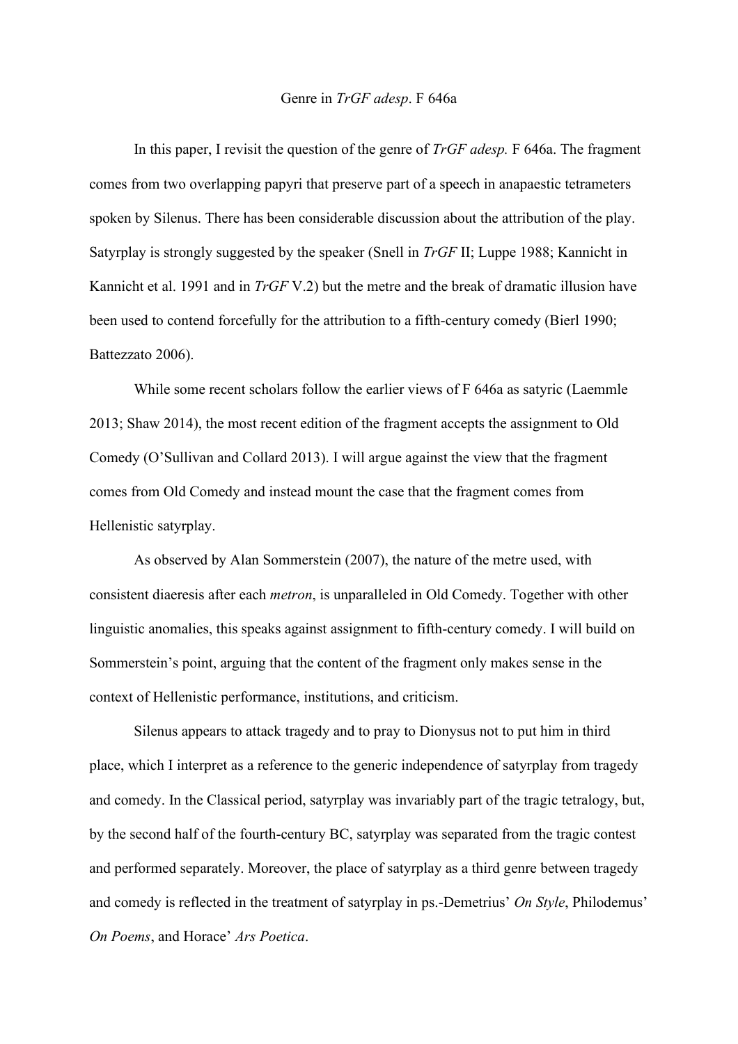# Genre in *TrGF adesp*. F 646a

In this paper, I revisit the question of the genre of *TrGF adesp.* F 646a. The fragment comes from two overlapping papyri that preserve part of a speech in anapaestic tetrameters spoken by Silenus. There has been considerable discussion about the attribution of the play. Satyrplay is strongly suggested by the speaker (Snell in *TrGF* II; Luppe 1988; Kannicht in Kannicht et al. 1991 and in *TrGF* V.2) but the metre and the break of dramatic illusion have been used to contend forcefully for the attribution to a fifth-century comedy (Bierl 1990; Battezzato 2006).

While some recent scholars follow the earlier views of F 646a as satyric (Laemmle 2013; Shaw 2014), the most recent edition of the fragment accepts the assignment to Old Comedy (O'Sullivan and Collard 2013). I will argue against the view that the fragment comes from Old Comedy and instead mount the case that the fragment comes from Hellenistic satyrplay.

As observed by Alan Sommerstein (2007), the nature of the metre used, with consistent diaeresis after each *metron*, is unparalleled in Old Comedy. Together with other linguistic anomalies, this speaks against assignment to fifth-century comedy. I will build on Sommerstein's point, arguing that the content of the fragment only makes sense in the context of Hellenistic performance, institutions, and criticism.

Silenus appears to attack tragedy and to pray to Dionysus not to put him in third place, which I interpret as a reference to the generic independence of satyrplay from tragedy and comedy. In the Classical period, satyrplay was invariably part of the tragic tetralogy, but, by the second half of the fourth-century BC, satyrplay was separated from the tragic contest and performed separately. Moreover, the place of satyrplay as a third genre between tragedy and comedy is reflected in the treatment of satyrplay in ps.-Demetrius' *On Style*, Philodemus' *On Poems*, and Horace' *Ars Poetica*.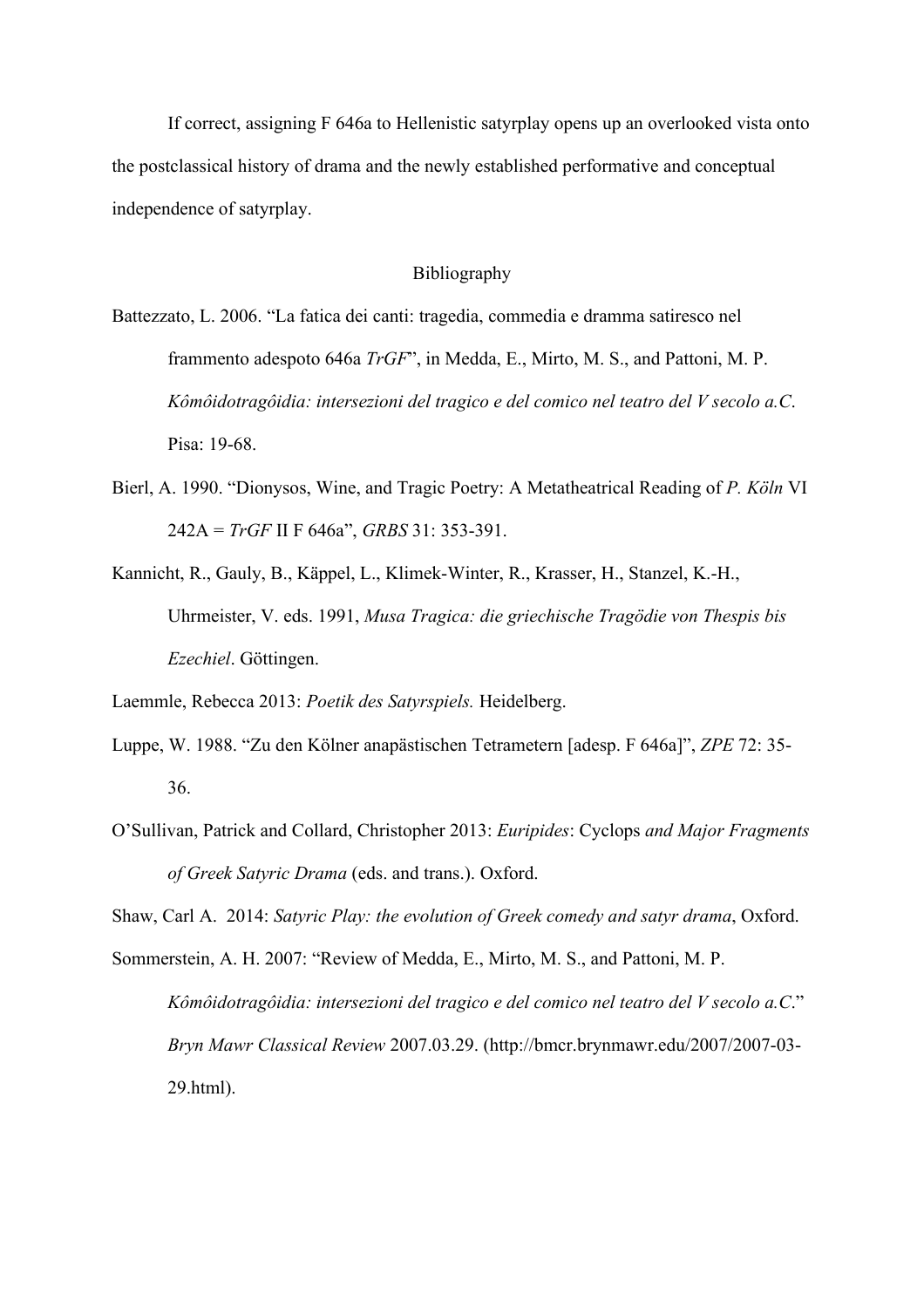If correct, assigning F 646a to Hellenistic satyrplay opens up an overlooked vista onto the postclassical history of drama and the newly established performative and conceptual independence of satyrplay.

## Bibliography

Battezzato, L. 2006. "La fatica dei canti: tragedia, commedia e dramma satiresco nel frammento adespoto 646a *TrGF*", in Medda, E., Mirto, M. S., and Pattoni, M. P. *Kômôidotragôidia: intersezioni del tragico e del comico nel teatro del V secolo a.C.* Pisa: 19-68.

Bierl, A. 1990. "Dionysos, Wine, and Tragic Poetry: A Metatheatrical Reading of *P. Köln* VI 242A = *TrGF* II F 646a", *GRBS* 31: 353-391.

Kannicht, R., Gauly, B., Käppel, L., Klimek-Winter, R., Krasser, H., Stanzel, K.-H., Uhrmeister, V. eds. 1991, *Musa Tragica: die griechische Tragödie von Thespis bis Ezechiel*. Göttingen.

Laemmle, Rebecca 2013: *Poetik des Satyrspiels.* Heidelberg.

Luppe, W. 1988. "Zu den Kölner anapästischen Tetrametern [adesp. F 646a]", *ZPE* 72: 35-36.

O'Sullivan, Patrick and Collard, Christopher 2013: *Euripides*: Cyclops *and Major Fragments of Greek Satyric Drama* (eds. and trans.). Oxford.

Shaw, Carl A. 2014: *Satyric Play: the evolution of Greek comedy and satyr drama*, Oxford.

Sommerstein, A. H. 2007: "Review of Medda, E., Mirto, M. S., and Pattoni, M. P. *Kômôidotragôidia: intersezioni del tragico e del comico nel teatro del V secolo a.C.*" *Bryn Mawr Classical Review* 2007.03.29. (http://bmcr.brynmawr.edu/2007/2007-03-29.html).